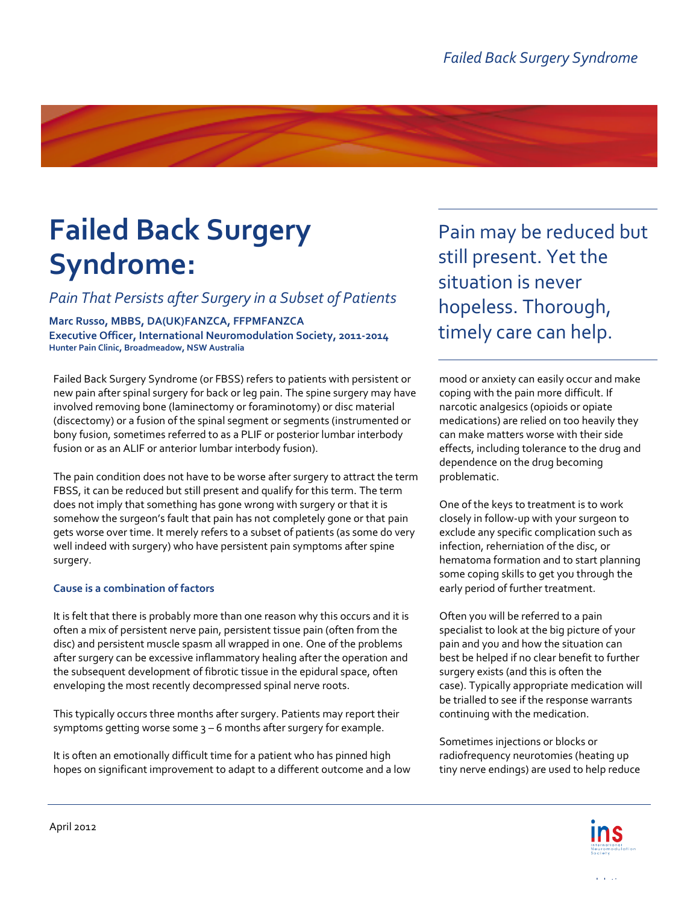# Failed Back Surgery Syndrome:

*Pain That Persists after Surgery in a Subset of Patients*

**Marc Russo, MBBS, DA(UK)FANZCA, FFPMFANZCA**
**Executive Officer, International Neuromodulation Society, 2011-2014**
**Hunter Pain Clinic, Broadmeadow, NSW Australia**

> Pain may be reduced but still present. Yet the situation is never hopeless. Thorough, timely care can help.

Failed Back Surgery Syndrome (or FBSS) refers to patients with persistent or new pain after spinal surgery for back or leg pain. The spine surgery may have involved removing bone (laminectomy or foraminotomy) or disc material (discectomy) or a fusion of the spinal segment or segments (instrumented or bony fusion, sometimes referred to as a PLIF or posterior lumbar interbody fusion or as an ALIF or anterior lumbar interbody fusion).

The pain condition does not have to be worse after surgery to attract the term FBSS, it can be reduced but still present and qualify for this term. The term does not imply that something has gone wrong with surgery or that it is somehow the surgeon's fault that pain has not completely gone or that pain gets worse over time. It merely refers to a subset of patients (as some do very well indeed with surgery) who have persistent pain symptoms after spine surgery.

### Cause is a combination of factors

It is felt that there is probably more than one reason why this occurs and it is often a mix of persistent nerve pain, persistent tissue pain (often from the disc) and persistent muscle spasm all wrapped in one. One of the problems after surgery can be excessive inflammatory healing after the operation and the subsequent development of fibrotic tissue in the epidural space, often enveloping the most recently decompressed spinal nerve roots.

This typically occurs three months after surgery. Patients may report their symptoms getting worse some 3 – 6 months after surgery for example.

It is often an emotionally difficult time for a patient who has pinned high hopes on significant improvement to adapt to a different outcome and a low mood or anxiety can easily occur and make coping with the pain more difficult. If narcotic analgesics (opioids or opiate medications) are relied on too heavily they can make matters worse with their side effects, including tolerance to the drug and dependence on the drug becoming problematic.

One of the keys to treatment is to work closely in follow-up with your surgeon to exclude any specific complication such as infection, reherniation of the disc, or hematoma formation and to start planning some coping skills to get you through the early period of further treatment.

Often you will be referred to a pain specialist to look at the big picture of your pain and you and how the situation can best be helped if no clear benefit to further surgery exists (and this is often the case). Typically appropriate medication will be trialled to see if the response warrants continuing with the medication.

Sometimes injections or blocks or radiofrequency neurotomies (heating up tiny nerve endings) are used to help reduce

April 2012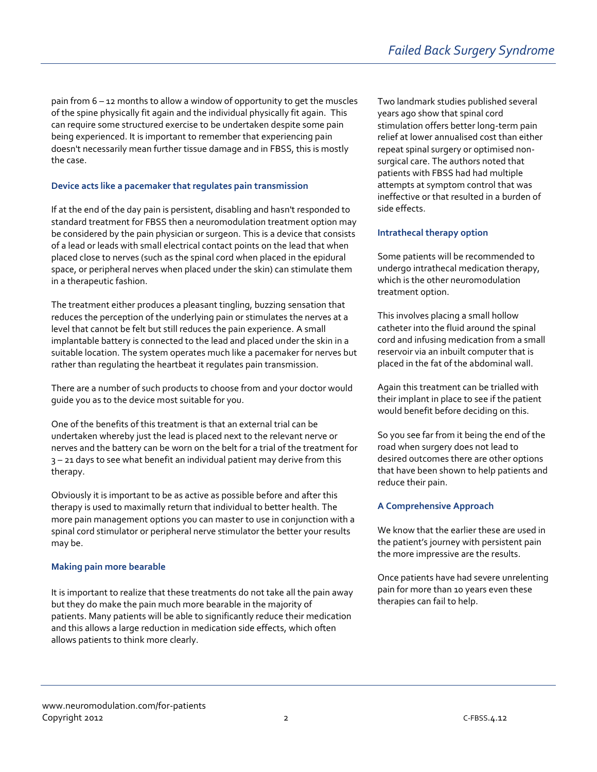pain from 6 – 12 months to allow a window of opportunity to get the muscles of the spine physically fit again and the individual physically fit again. This can require some structured exercise to be undertaken despite some pain being experienced. It is important to remember that experiencing pain doesn't necessarily mean further tissue damage and in FBSS, this is mostly the case.

### Device acts like a pacemaker that regulates pain transmission

If at the end of the day pain is persistent, disabling and hasn't responded to standard treatment for FBSS then a neuromodulation treatment option may be considered by the pain physician or surgeon. This is a device that consists of a lead or leads with small electrical contact points on the lead that when placed close to nerves (such as the spinal cord when placed in the epidural space, or peripheral nerves when placed under the skin) can stimulate them in a therapeutic fashion.

The treatment either produces a pleasant tingling, buzzing sensation that reduces the perception of the underlying pain or stimulates the nerves at a level that cannot be felt but still reduces the pain experience. A small implantable battery is connected to the lead and placed under the skin in a suitable location. The system operates much like a pacemaker for nerves but rather than regulating the heartbeat it regulates pain transmission.

There are a number of such products to choose from and your doctor would guide you as to the device most suitable for you.

One of the benefits of this treatment is that an external trial can be undertaken whereby just the lead is placed next to the relevant nerve or nerves and the battery can be worn on the belt for a trial of the treatment for 3 – 21 days to see what benefit an individual patient may derive from this therapy.

Obviously it is important to be as active as possible before and after this therapy is used to maximally return that individual to better health. The more pain management options you can master to use in conjunction with a spinal cord stimulator or peripheral nerve stimulator the better your results may be.

### Making pain more bearable

It is important to realize that these treatments do not take all the pain away but they do make the pain much more bearable in the majority of patients. Many patients will be able to significantly reduce their medication and this allows a large reduction in medication side effects, which often allows patients to think more clearly.

Two landmark studies published several years ago show that spinal cord stimulation offers better long-term pain relief at lower annualised cost than either repeat spinal surgery or optimised non-surgical care. The authors noted that patients with FBSS had had multiple attempts at symptom control that was ineffective or that resulted in a burden of side effects.

### Intrathecal therapy option

Some patients will be recommended to undergo intrathecal medication therapy, which is the other neuromodulation treatment option.

This involves placing a small hollow catheter into the fluid around the spinal cord and infusing medication from a small reservoir via an inbuilt computer that is placed in the fat of the abdominal wall.

Again this treatment can be trialled with their implant in place to see if the patient would benefit before deciding on this.

So you see far from it being the end of the road when surgery does not lead to desired outcomes there are other options that have been shown to help patients and reduce their pain.

### A Comprehensive Approach

We know that the earlier these are used in the patient's journey with persistent pain the more impressive are the results.

Once patients have had severe unrelenting pain for more than 10 years even these therapies can fail to help.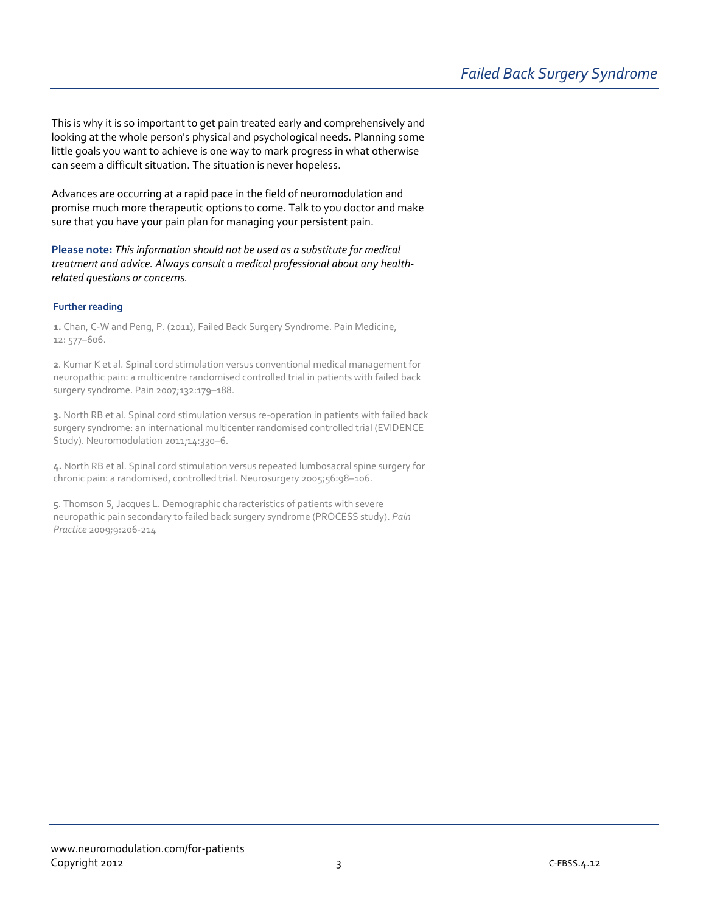This is why it is so important to get pain treated early and comprehensively and looking at the whole person's physical and psychological needs. Planning some little goals you want to achieve is one way to mark progress in what otherwise can seem a difficult situation. The situation is never hopeless.

Advances are occurring at a rapid pace in the field of neuromodulation and promise much more therapeutic options to come. Talk to you doctor and make sure that you have your pain plan for managing your persistent pain.

**Please note:** *This information should not be used as a substitute for medical treatment and advice. Always consult a medical professional about any health-related questions or concerns.*

### Further reading

**1.** Chan, C-W and Peng, P. (2011), Failed Back Surgery Syndrome. Pain Medicine, 12: 577–606.

**2**. Kumar K et al. Spinal cord stimulation versus conventional medical management for neuropathic pain: a multicentre randomised controlled trial in patients with failed back surgery syndrome. Pain 2007;132:179–188.

**3.** North RB et al. Spinal cord stimulation versus re-operation in patients with failed back surgery syndrome: an international multicenter randomised controlled trial (EVIDENCE Study). Neuromodulation 2011;14:330–6.

**4.** North RB et al. Spinal cord stimulation versus repeated lumbosacral spine surgery for chronic pain: a randomised, controlled trial. Neurosurgery 2005;56:98–106.

**5**. Thomson S, Jacques L. Demographic characteristics of patients with severe neuropathic pain secondary to failed back surgery syndrome (PROCESS study). *Pain Practice* 2009;9:206-214

www.neuromodulation.com/for-patients
Copyright 2012

C-FBSS.4.12